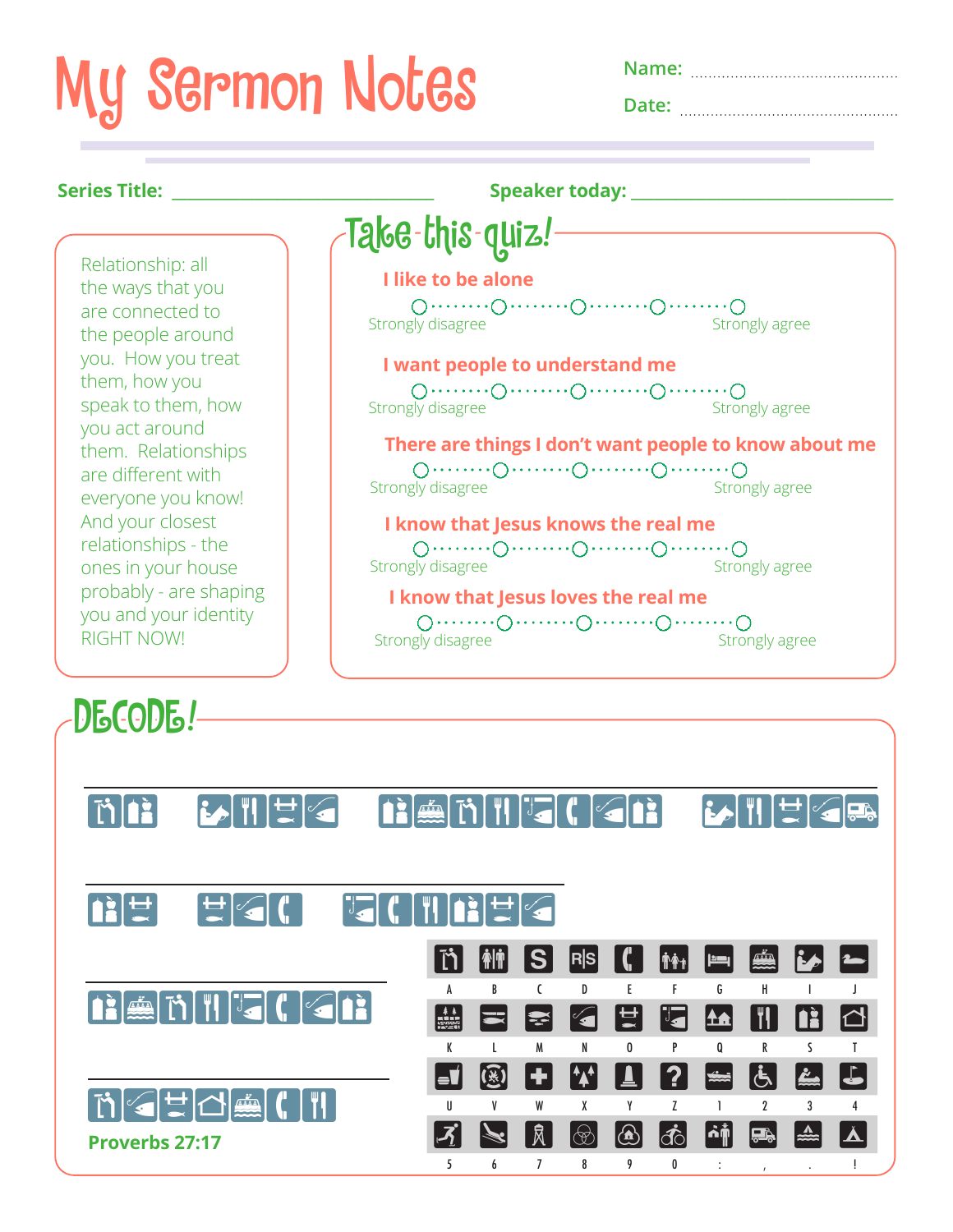# My Sermon Notes

Name: ..............................................

Date: ..............................................

**Series Title:** ______________________________ **Speaker today:** ______________________________

Relationship: all the ways that you are connected to the people around you. How you treat them, how you speak to them, how you act around them. Relationships are different with everyone you know! And your closest relationships - the ones in your house probably - are shaping you and your identity RIGHT NOW!

## Take this quiz!

**I like to be alone**

Strongly disagree ○ ○ ○ ○ ○ Strongly agree

**I want people to understand me**

Strongly disagree ○ ○ ○ ○ ○ Strongly agree

**There are things I don't want people to know about me**

Strongly disagree ○ ○ ○ ○ ○ Strongly agree

**I know that Jesus knows the real me**

Strongly disagree ○ ○ ○ ○ ○ Strongly agree

**I know that Jesus loves the real me**

Strongly disagree ○ ○ ○ ○ ○ Strongly agree

## DECODE!

______________________________________________

______________________________

______________________

______________________

**Proverbs 27:17**

| A | B | C | D | E | F | G | H | I | J |
|---|---|---|---|---|---|---|---|---|---|
| K | L | M | N | O | P | Q | R | S | T |
| U | V | W | X | Y | Z | 1 | 2 | 3 | 4 |
| 5 | 6 | 7 | 8 | 9 | 0 | : | , | . | ! |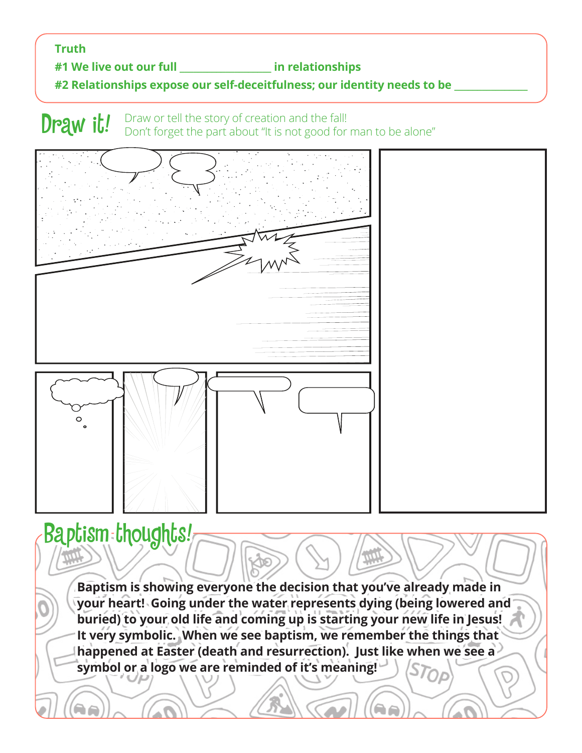**Truth**

**#1 We live out our full ________________ in relationships**

**#2 Relationships expose our self-deceitfulness; our identity needs to be _____________**

## Draw it!

Draw or tell the story of creation and the fall!
Don't forget the part about "It is not good for man to be alone"

## Baptism thoughts!

**Baptism is showing everyone the decision that you've already made in your heart! Going under the water represents dying (being lowered and buried) to your old life and coming up is starting your new life in Jesus! It very symbolic. When we see baptism, we remember the things that happened at Easter (death and resurrection). Just like when we see a symbol or a logo we are reminded of it's meaning!**